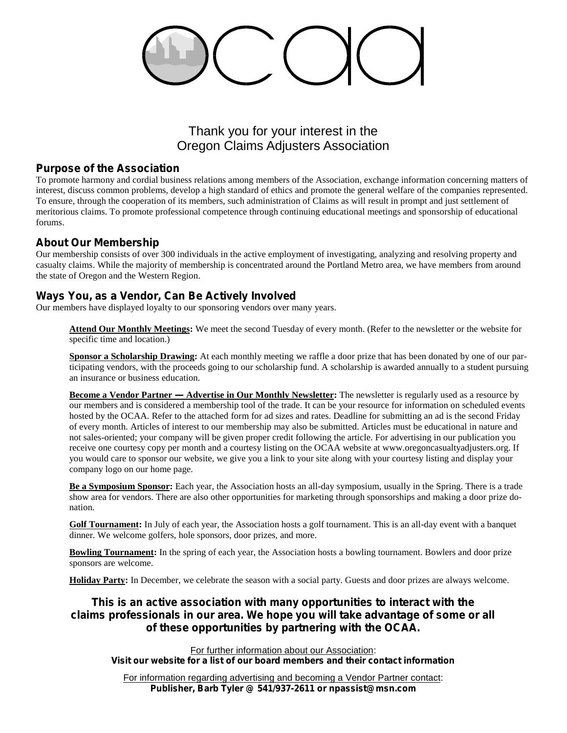# ocaa

## Thank you for your interest in the Oregon Claims Adjusters Association

### Purpose of the Association

To promote harmony and cordial business relations among members of the Association, exchange information concerning matters of interest, discuss common problems, develop a high standard of ethics and promote the general welfare of the companies represented. To ensure, through the cooperation of its members, such administration of Claims as will result in prompt and just settlement of meritorious claims. To promote professional competence through continuing educational meetings and sponsorship of educational forums.

### About Our Membership

Our membership consists of over 300 individuals in the active employment of investigating, analyzing and resolving property and casualty claims. While the majority of membership is concentrated around the Portland Metro area, we have members from around the state of Oregon and the Western Region.

### Ways You, as a Vendor, Can Be Actively Involved

Our members have displayed loyalty to our sponsoring vendors over many years.

**Attend Our Monthly Meetings:** We meet the second Tuesday of every month. (Refer to the newsletter or the website for specific time and location.)

**Sponsor a Scholarship Drawing:** At each monthly meeting we raffle a door prize that has been donated by one of our participating vendors, with the proceeds going to our scholarship fund. A scholarship is awarded annually to a student pursuing an insurance or business education.

**Become a Vendor Partner — Advertise in Our Monthly Newsletter:** The newsletter is regularly used as a resource by our members and is considered a membership tool of the trade. It can be your resource for information on scheduled events hosted by the OCAA. Refer to the attached form for ad sizes and rates. Deadline for submitting an ad is the second Friday of every month. Articles of interest to our membership may also be submitted. Articles must be educational in nature and not sales-oriented; your company will be given proper credit following the article. For advertising in our publication you receive one courtesy copy per month and a courtesy listing on the OCAA website at www.oregoncasualtyadjusters.org. If you would care to sponsor our website, we give you a link to your site along with your courtesy listing and display your company logo on our home page.

**Be a Symposium Sponsor:** Each year, the Association hosts an all-day symposium, usually in the Spring. There is a trade show area for vendors. There are also other opportunities for marketing through sponsorships and making a door prize donation.

**Golf Tournament:** In July of each year, the Association hosts a golf tournament. This is an all-day event with a banquet dinner. We welcome golfers, hole sponsors, door prizes, and more.

**Bowling Tournament:** In the spring of each year, the Association hosts a bowling tournament. Bowlers and door prize sponsors are welcome.

**Holiday Party:** In December, we celebrate the season with a social party. Guests and door prizes are always welcome.

**This is an active association with many opportunities to interact with the claims professionals in our area. We hope you will take advantage of some or all of these opportunities by partnering with the OCAA.**

For further information about our Association:
**Visit our website for a list of our board members and their contact information**

For information regarding advertising and becoming a Vendor Partner contact:
**Publisher, Barb Tyler @ 541/937-2611 or npassist@msn.com**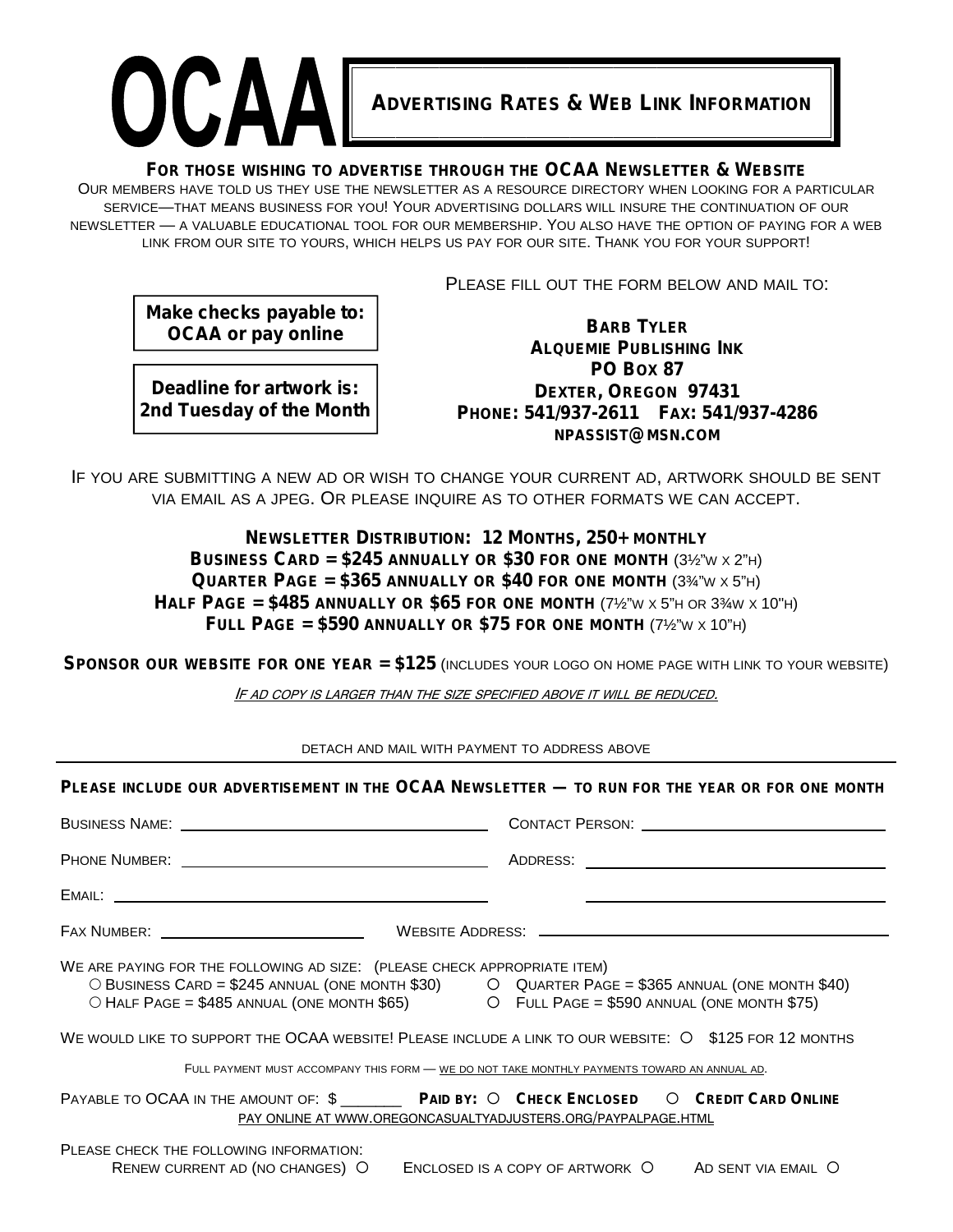# OCAA

## Advertising Rates & Web Link Information

**For those wishing to advertise through the OCAA Newsletter & Website**

Our members have told us they use the newsletter as a resource directory when looking for a particular service—that means business for you! Your advertising dollars will insure the continuation of our newsletter — a valuable educational tool for our membership. You also have the option of paying for a web link from our site to yours, which helps us pay for our site. Thank you for your support!

**Make checks payable to: OCAA or pay online**

**Deadline for artwork is: 2nd Tuesday of the Month**

Please fill out the form below and mail to:

**Barb Tyler**
**Alquemie Publishing Ink**
**PO Box 87**
**Dexter, Oregon 97431**
**Phone: 541/937-2611 Fax: 541/937-4286**
**npassist@msn.com**

If you are submitting a new ad or wish to change your current ad, artwork should be sent via email as a jpeg. Or please inquire as to other formats we can accept.

**Newsletter Distribution: 12 Months, 250+ monthly**
**Business Card = $245 annually or $30 for one month** (3½"w x 2"h)
**Quarter Page = $365 annually or $40 for one month** (3¾"w x 5"h)
**Half Page = $485 annually or $65 for one month** (7½"w x 5"h or 3¾w x 10"h)
**Full Page = $590 annually or $75 for one month** (7½"w x 10"h)

**Sponsor our website for one year = $125** (includes your logo on home page with link to your website)

*If ad copy is larger than the size specified above it will be reduced.*

Detach and mail with payment to address above

---

**Please include our advertisement in the OCAA Newsletter — to run for the year or for one month**

Business Name: ____________________ Contact Person: ____________________

Phone Number: ____________________ Address: ____________________

Email: ____________________ ____________________

Fax Number: ____________________ Website Address: ____________________

We are paying for the following ad size: (please check appropriate item)

- ○ Business Card = $245 annual (one month $30)
- ○ Quarter Page = $365 annual (one month $40)
- ○ Half Page = $485 annual (one month $65)
- ○ Full Page = $590 annual (one month $75)

We would like to support the OCAA website! Please include a link to our website: ○ $125 for 12 months

Full payment must accompany this form — we do not take monthly payments toward an annual ad.

Payable to OCAA in the amount of: $ _______ **Paid by:** ○ **Check Enclosed** ○ **Credit Card Online**

Pay online at www.oregoncasualtyadjusters.org/paypalpage.html

Please check the following information:

Renew current ad (no changes) ○ Enclosed is a copy of artwork ○ Ad sent via email ○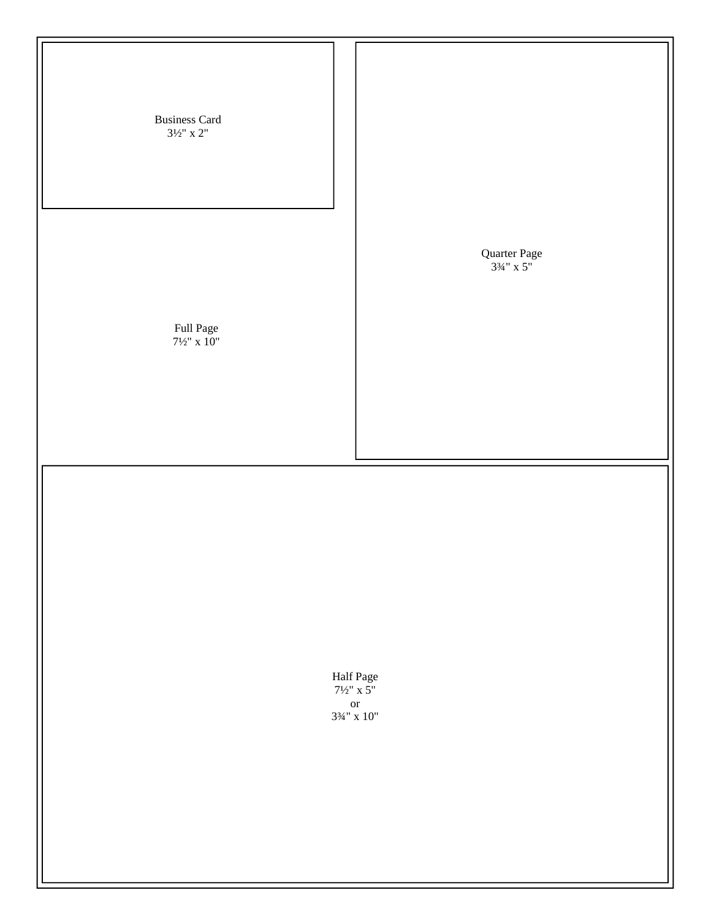Business Card
3½" x 2"

Quarter Page
3¾" x 5"

Full Page
7½" x 10"

Half Page
7½" x 5"
or
3¾" x 10"